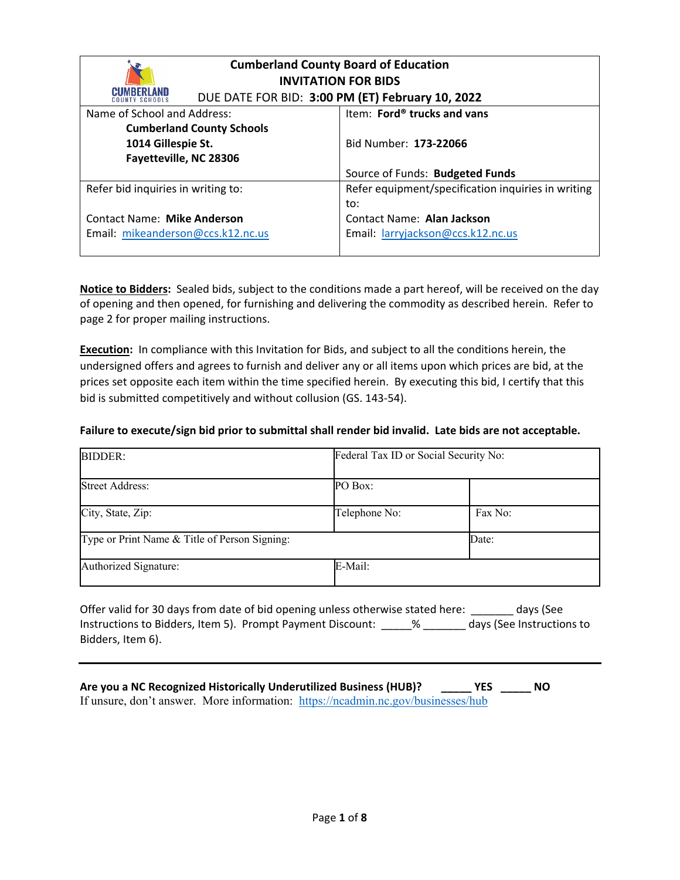| Cumberland County Board of Education<br>INVITATION FOR BIDS<br>DUE DATE FOR BID: **3:00 PM (ET) February 10, 2022** | |
|---|---|
| Name of School and Address:<br>**Cumberland County Schools**<br>**1014 Gillespie St.**<br>**Fayetteville, NC 28306** | Item: **Ford® trucks and vans**<br><br>Bid Number: **173-22066**<br><br>Source of Funds: **Budgeted Funds** |
| Refer bid inquiries in writing to:<br><br>Contact Name: **Mike Anderson**<br>Email: mikeanderson@ccs.k12.nc.us | Refer equipment/specification inquiries in writing to:<br>Contact Name: **Alan Jackson**<br>Email: larryjackson@ccs.k12.nc.us |

**Notice to Bidders:** Sealed bids, subject to the conditions made a part hereof, will be received on the day of opening and then opened, for furnishing and delivering the commodity as described herein. Refer to page 2 for proper mailing instructions.

**Execution:** In compliance with this Invitation for Bids, and subject to all the conditions herein, the undersigned offers and agrees to furnish and deliver any or all items upon which prices are bid, at the prices set opposite each item within the time specified herein. By executing this bid, I certify that this bid is submitted competitively and without collusion (GS. 143-54).

**Failure to execute/sign bid prior to submittal shall render bid invalid. Late bids are not acceptable.**

| BIDDER: | Federal Tax ID or Social Security No: | |
|---|---|---|
| Street Address: | PO Box: | |
| City, State, Zip: | Telephone No: | Fax No: |
| Type or Print Name & Title of Person Signing: | | Date: |
| Authorized Signature: | E-Mail: | |

Offer valid for 30 days from date of bid opening unless otherwise stated here: _______ days (See Instructions to Bidders, Item 5). Prompt Payment Discount: _____% _______ days (See Instructions to Bidders, Item 6).

---

**Are you a NC Recognized Historically Underutilized Business (HUB)? _____ YES _____ NO**

If unsure, don't answer. More information: https://ncadmin.nc.gov/businesses/hub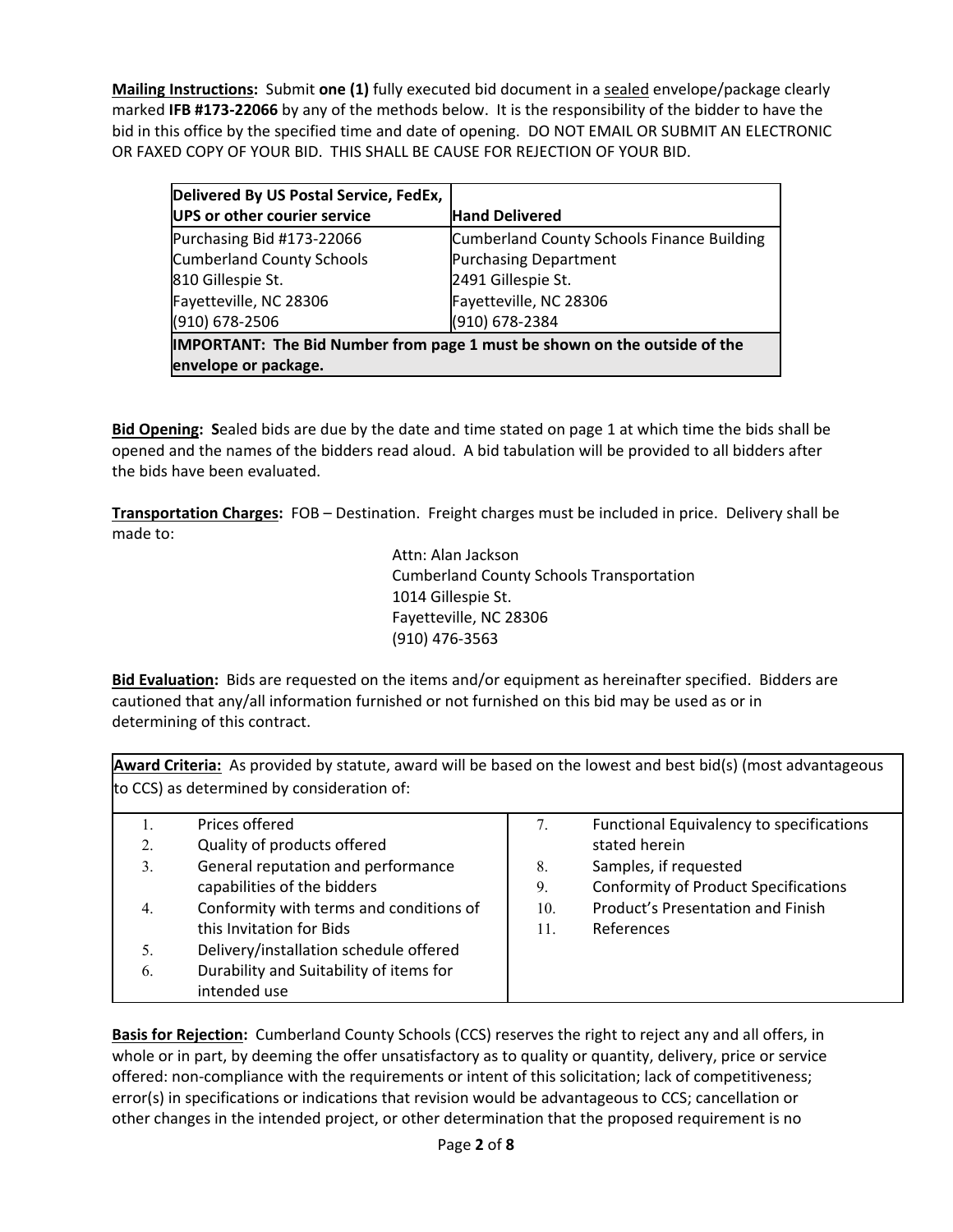**Mailing Instructions:** Submit **one (1)** fully executed bid document in a sealed envelope/package clearly marked **IFB #173-22066** by any of the methods below. It is the responsibility of the bidder to have the bid in this office by the specified time and date of opening. DO NOT EMAIL OR SUBMIT AN ELECTRONIC OR FAXED COPY OF YOUR BID. THIS SHALL BE CAUSE FOR REJECTION OF YOUR BID.

| **Delivered By US Postal Service, FedEx, UPS or other courier service** | **Hand Delivered** |
|---|---|
| Purchasing Bid #173-22066<br>Cumberland County Schools<br>810 Gillespie St.<br>Fayetteville, NC 28306<br>(910) 678-2506 | Cumberland County Schools Finance Building<br>Purchasing Department<br>2491 Gillespie St.<br>Fayetteville, NC 28306<br>(910) 678-2384 |
| **IMPORTANT: The Bid Number from page 1 must be shown on the outside of the envelope or package.** | |

**Bid Opening:** **S**ealed bids are due by the date and time stated on page 1 at which time the bids shall be opened and the names of the bidders read aloud. A bid tabulation will be provided to all bidders after the bids have been evaluated.

**Transportation Charges:** FOB – Destination. Freight charges must be included in price. Delivery shall be made to:

Attn: Alan Jackson
Cumberland County Schools Transportation
1014 Gillespie St.
Fayetteville, NC 28306
(910) 476-3563

**Bid Evaluation:** Bids are requested on the items and/or equipment as hereinafter specified. Bidders are cautioned that any/all information furnished or not furnished on this bid may be used as or in determining of this contract.

**Award Criteria:** As provided by statute, award will be based on the lowest and best bid(s) (most advantageous to CCS) as determined by consideration of:

1. Prices offered
2. Quality of products offered
3. General reputation and performance capabilities of the bidders
4. Conformity with terms and conditions of this Invitation for Bids
5. Delivery/installation schedule offered
6. Durability and Suitability of items for intended use
7. Functional Equivalency to specifications stated herein
8. Samples, if requested
9. Conformity of Product Specifications
10. Product's Presentation and Finish
11. References

**Basis for Rejection:** Cumberland County Schools (CCS) reserves the right to reject any and all offers, in whole or in part, by deeming the offer unsatisfactory as to quality or quantity, delivery, price or service offered: non-compliance with the requirements or intent of this solicitation; lack of competitiveness; error(s) in specifications or indications that revision would be advantageous to CCS; cancellation or other changes in the intended project, or other determination that the proposed requirement is no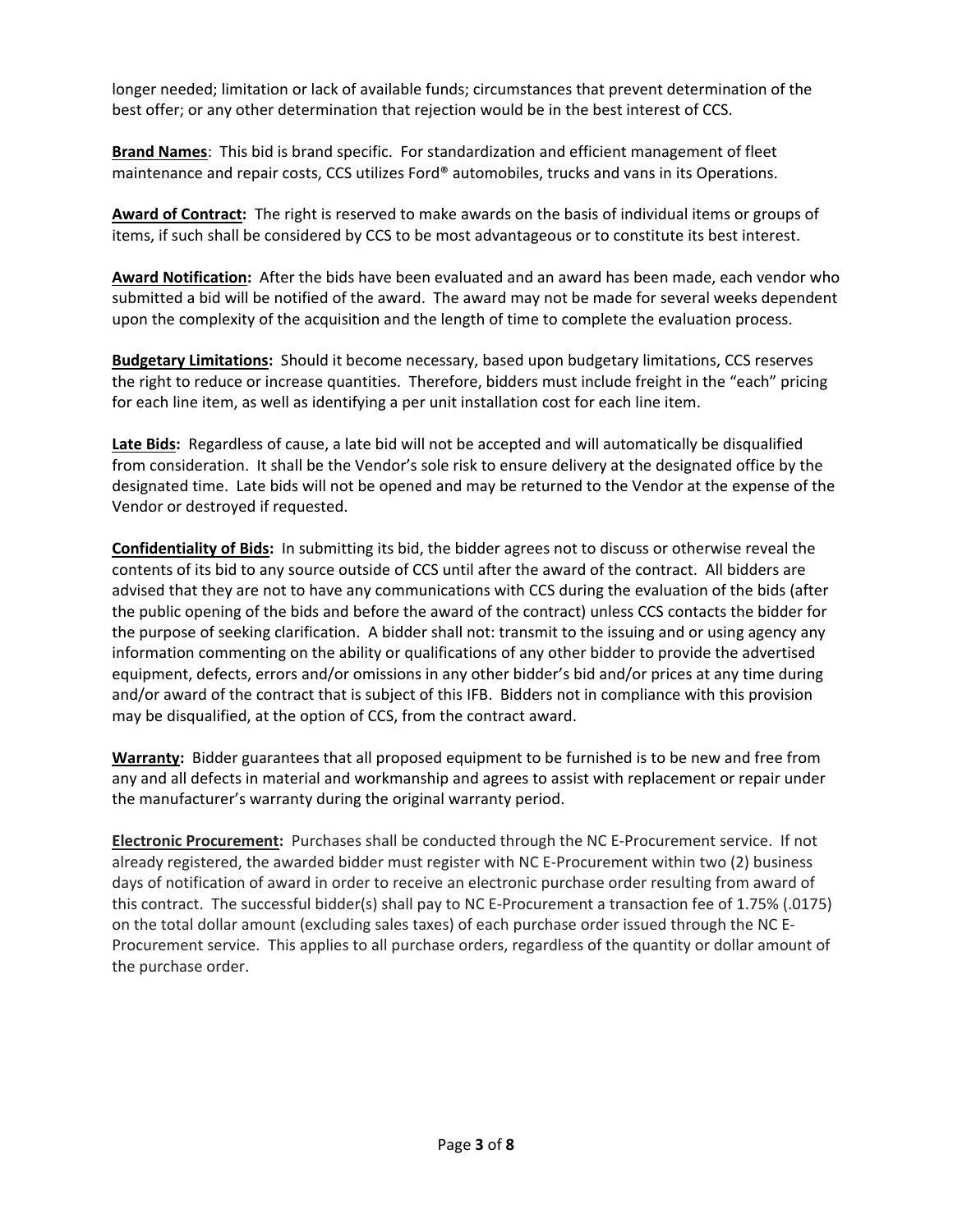longer needed; limitation or lack of available funds; circumstances that prevent determination of the best offer; or any other determination that rejection would be in the best interest of CCS.

**Brand Names**: This bid is brand specific. For standardization and efficient management of fleet maintenance and repair costs, CCS utilizes Ford® automobiles, trucks and vans in its Operations.

**Award of Contract:** The right is reserved to make awards on the basis of individual items or groups of items, if such shall be considered by CCS to be most advantageous or to constitute its best interest.

**Award Notification:** After the bids have been evaluated and an award has been made, each vendor who submitted a bid will be notified of the award. The award may not be made for several weeks dependent upon the complexity of the acquisition and the length of time to complete the evaluation process.

**Budgetary Limitations:** Should it become necessary, based upon budgetary limitations, CCS reserves the right to reduce or increase quantities. Therefore, bidders must include freight in the "each" pricing for each line item, as well as identifying a per unit installation cost for each line item.

**Late Bids:** Regardless of cause, a late bid will not be accepted and will automatically be disqualified from consideration. It shall be the Vendor's sole risk to ensure delivery at the designated office by the designated time. Late bids will not be opened and may be returned to the Vendor at the expense of the Vendor or destroyed if requested.

**Confidentiality of Bids:** In submitting its bid, the bidder agrees not to discuss or otherwise reveal the contents of its bid to any source outside of CCS until after the award of the contract. All bidders are advised that they are not to have any communications with CCS during the evaluation of the bids (after the public opening of the bids and before the award of the contract) unless CCS contacts the bidder for the purpose of seeking clarification. A bidder shall not: transmit to the issuing and or using agency any information commenting on the ability or qualifications of any other bidder to provide the advertised equipment, defects, errors and/or omissions in any other bidder's bid and/or prices at any time during and/or award of the contract that is subject of this IFB. Bidders not in compliance with this provision may be disqualified, at the option of CCS, from the contract award.

**Warranty:** Bidder guarantees that all proposed equipment to be furnished is to be new and free from any and all defects in material and workmanship and agrees to assist with replacement or repair under the manufacturer's warranty during the original warranty period.

**Electronic Procurement:** Purchases shall be conducted through the NC E-Procurement service. If not already registered, the awarded bidder must register with NC E-Procurement within two (2) business days of notification of award in order to receive an electronic purchase order resulting from award of this contract. The successful bidder(s) shall pay to NC E-Procurement a transaction fee of 1.75% (.0175) on the total dollar amount (excluding sales taxes) of each purchase order issued through the NC E-Procurement service. This applies to all purchase orders, regardless of the quantity or dollar amount of the purchase order.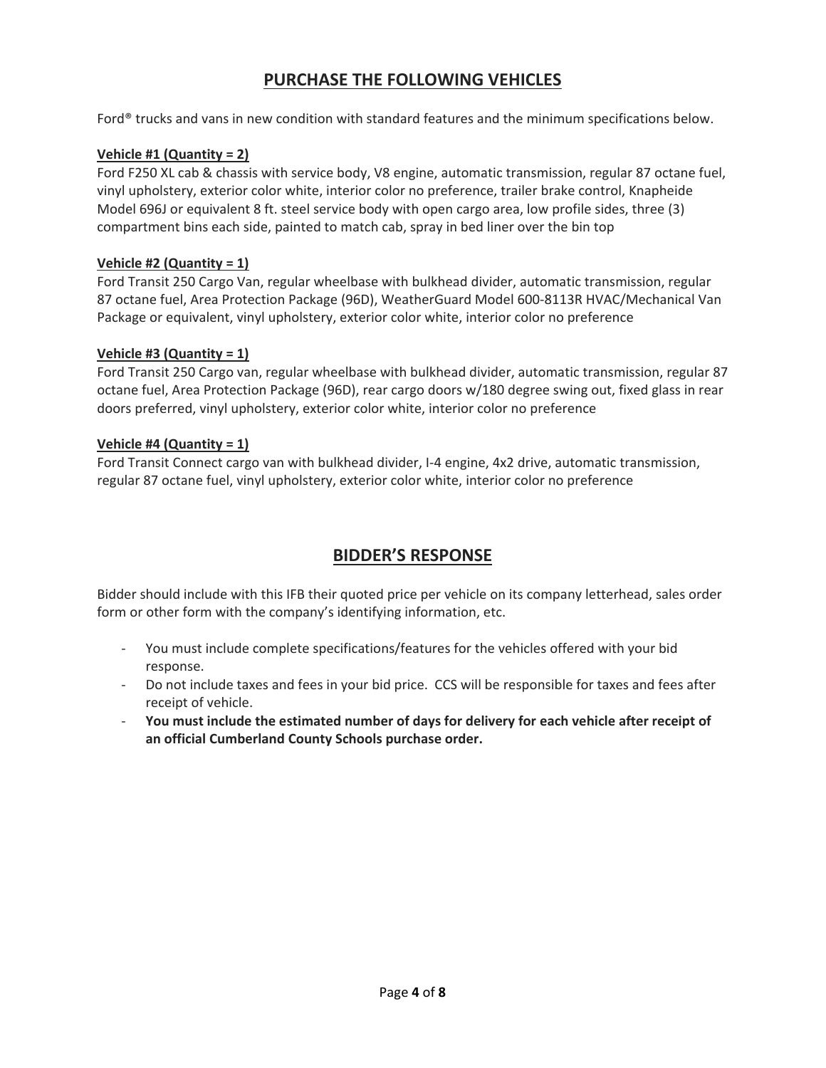## PURCHASE THE FOLLOWING VEHICLES

Ford® trucks and vans in new condition with standard features and the minimum specifications below.

**Vehicle #1 (Quantity = 2)**

Ford F250 XL cab & chassis with service body, V8 engine, automatic transmission, regular 87 octane fuel, vinyl upholstery, exterior color white, interior color no preference, trailer brake control, Knapheide Model 696J or equivalent 8 ft. steel service body with open cargo area, low profile sides, three (3) compartment bins each side, painted to match cab, spray in bed liner over the bin top

**Vehicle #2 (Quantity = 1)**

Ford Transit 250 Cargo Van, regular wheelbase with bulkhead divider, automatic transmission, regular 87 octane fuel, Area Protection Package (96D), WeatherGuard Model 600-8113R HVAC/Mechanical Van Package or equivalent, vinyl upholstery, exterior color white, interior color no preference

**Vehicle #3 (Quantity = 1)**

Ford Transit 250 Cargo van, regular wheelbase with bulkhead divider, automatic transmission, regular 87 octane fuel, Area Protection Package (96D), rear cargo doors w/180 degree swing out, fixed glass in rear doors preferred, vinyl upholstery, exterior color white, interior color no preference

**Vehicle #4 (Quantity = 1)**

Ford Transit Connect cargo van with bulkhead divider, I-4 engine, 4x2 drive, automatic transmission, regular 87 octane fuel, vinyl upholstery, exterior color white, interior color no preference

## BIDDER'S RESPONSE

Bidder should include with this IFB their quoted price per vehicle on its company letterhead, sales order form or other form with the company's identifying information, etc.

- You must include complete specifications/features for the vehicles offered with your bid response.
- Do not include taxes and fees in your bid price. CCS will be responsible for taxes and fees after receipt of vehicle.
- **You must include the estimated number of days for delivery for each vehicle after receipt of an official Cumberland County Schools purchase order.**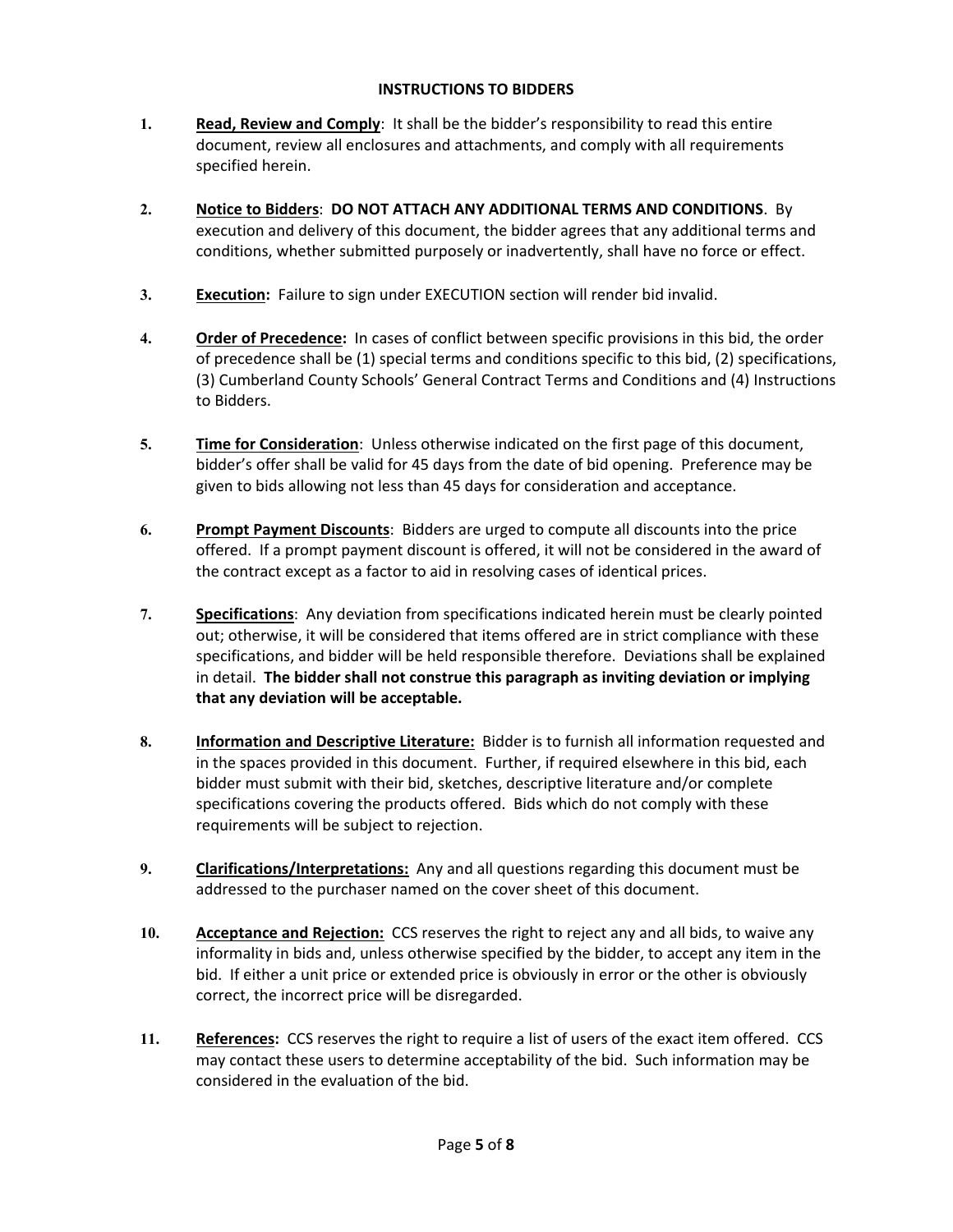## INSTRUCTIONS TO BIDDERS

1. **Read, Review and Comply**: It shall be the bidder's responsibility to read this entire document, review all enclosures and attachments, and comply with all requirements specified herein.

2. **Notice to Bidders**: **DO NOT ATTACH ANY ADDITIONAL TERMS AND CONDITIONS**. By execution and delivery of this document, the bidder agrees that any additional terms and conditions, whether submitted purposely or inadvertently, shall have no force or effect.

3. **Execution:** Failure to sign under EXECUTION section will render bid invalid.

4. **Order of Precedence:** In cases of conflict between specific provisions in this bid, the order of precedence shall be (1) special terms and conditions specific to this bid, (2) specifications, (3) Cumberland County Schools' General Contract Terms and Conditions and (4) Instructions to Bidders.

5. **Time for Consideration**: Unless otherwise indicated on the first page of this document, bidder's offer shall be valid for 45 days from the date of bid opening. Preference may be given to bids allowing not less than 45 days for consideration and acceptance.

6. **Prompt Payment Discounts**: Bidders are urged to compute all discounts into the price offered. If a prompt payment discount is offered, it will not be considered in the award of the contract except as a factor to aid in resolving cases of identical prices.

7. **Specifications**: Any deviation from specifications indicated herein must be clearly pointed out; otherwise, it will be considered that items offered are in strict compliance with these specifications, and bidder will be held responsible therefore. Deviations shall be explained in detail. **The bidder shall not construe this paragraph as inviting deviation or implying that any deviation will be acceptable.**

8. **Information and Descriptive Literature:** Bidder is to furnish all information requested and in the spaces provided in this document. Further, if required elsewhere in this bid, each bidder must submit with their bid, sketches, descriptive literature and/or complete specifications covering the products offered. Bids which do not comply with these requirements will be subject to rejection.

9. **Clarifications/Interpretations:** Any and all questions regarding this document must be addressed to the purchaser named on the cover sheet of this document.

10. **Acceptance and Rejection:** CCS reserves the right to reject any and all bids, to waive any informality in bids and, unless otherwise specified by the bidder, to accept any item in the bid. If either a unit price or extended price is obviously in error or the other is obviously correct, the incorrect price will be disregarded.

11. **References:** CCS reserves the right to require a list of users of the exact item offered. CCS may contact these users to determine acceptability of the bid. Such information may be considered in the evaluation of the bid.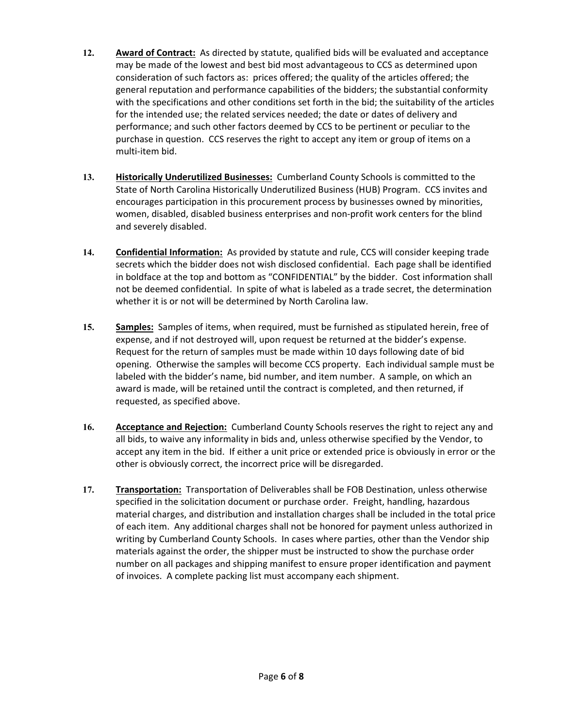12. **Award of Contract:** As directed by statute, qualified bids will be evaluated and acceptance may be made of the lowest and best bid most advantageous to CCS as determined upon consideration of such factors as: prices offered; the quality of the articles offered; the general reputation and performance capabilities of the bidders; the substantial conformity with the specifications and other conditions set forth in the bid; the suitability of the articles for the intended use; the related services needed; the date or dates of delivery and performance; and such other factors deemed by CCS to be pertinent or peculiar to the purchase in question. CCS reserves the right to accept any item or group of items on a multi-item bid.

13. **Historically Underutilized Businesses:** Cumberland County Schools is committed to the State of North Carolina Historically Underutilized Business (HUB) Program. CCS invites and encourages participation in this procurement process by businesses owned by minorities, women, disabled, disabled business enterprises and non-profit work centers for the blind and severely disabled.

14. **Confidential Information:** As provided by statute and rule, CCS will consider keeping trade secrets which the bidder does not wish disclosed confidential. Each page shall be identified in boldface at the top and bottom as "CONFIDENTIAL" by the bidder. Cost information shall not be deemed confidential. In spite of what is labeled as a trade secret, the determination whether it is or not will be determined by North Carolina law.

15. **Samples:** Samples of items, when required, must be furnished as stipulated herein, free of expense, and if not destroyed will, upon request be returned at the bidder's expense. Request for the return of samples must be made within 10 days following date of bid opening. Otherwise the samples will become CCS property. Each individual sample must be labeled with the bidder's name, bid number, and item number. A sample, on which an award is made, will be retained until the contract is completed, and then returned, if requested, as specified above.

16. **Acceptance and Rejection:** Cumberland County Schools reserves the right to reject any and all bids, to waive any informality in bids and, unless otherwise specified by the Vendor, to accept any item in the bid. If either a unit price or extended price is obviously in error or the other is obviously correct, the incorrect price will be disregarded.

17. **Transportation:** Transportation of Deliverables shall be FOB Destination, unless otherwise specified in the solicitation document or purchase order. Freight, handling, hazardous material charges, and distribution and installation charges shall be included in the total price of each item. Any additional charges shall not be honored for payment unless authorized in writing by Cumberland County Schools. In cases where parties, other than the Vendor ship materials against the order, the shipper must be instructed to show the purchase order number on all packages and shipping manifest to ensure proper identification and payment of invoices. A complete packing list must accompany each shipment.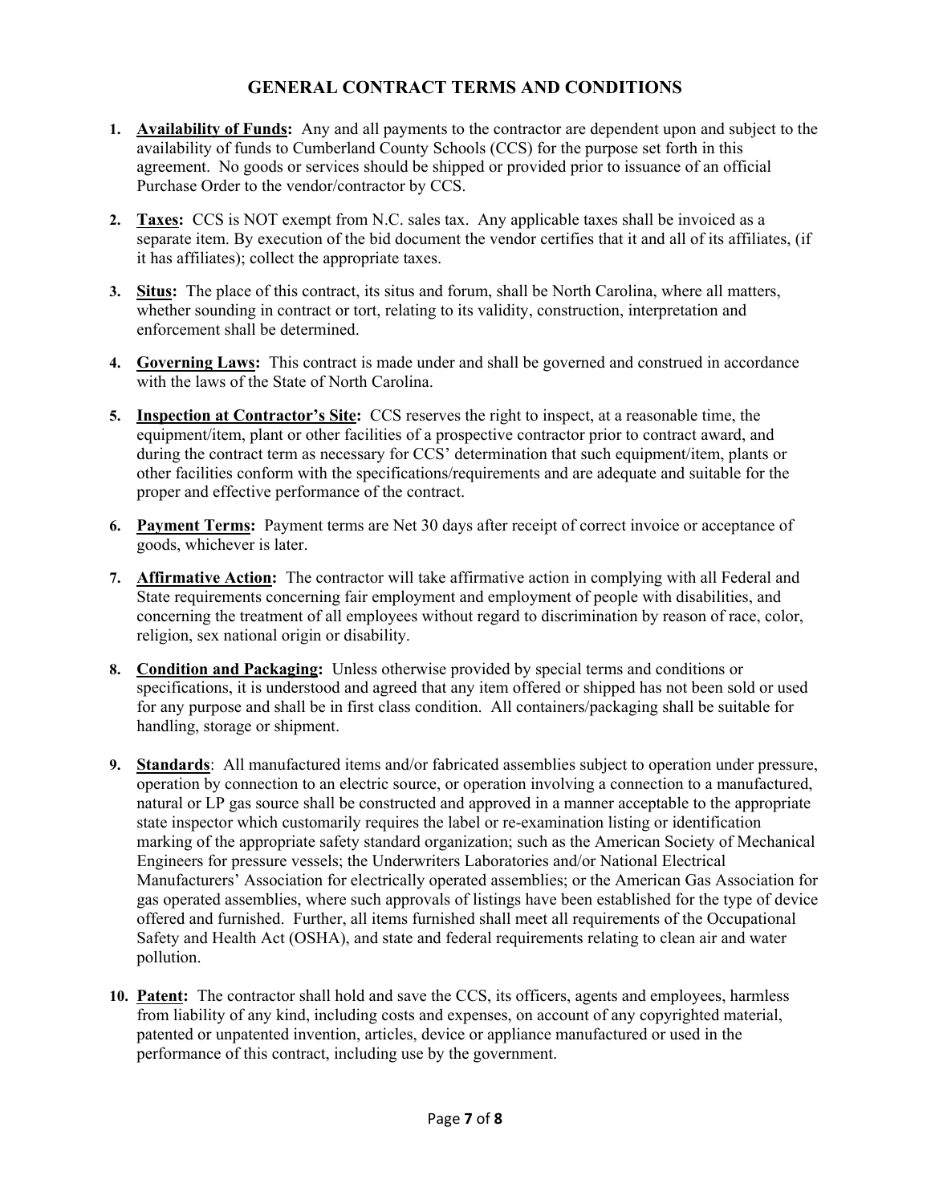## GENERAL CONTRACT TERMS AND CONDITIONS

1. **Availability of Funds:** Any and all payments to the contractor are dependent upon and subject to the availability of funds to Cumberland County Schools (CCS) for the purpose set forth in this agreement. No goods or services should be shipped or provided prior to issuance of an official Purchase Order to the vendor/contractor by CCS.

2. **Taxes:** CCS is NOT exempt from N.C. sales tax. Any applicable taxes shall be invoiced as a separate item. By execution of the bid document the vendor certifies that it and all of its affiliates, (if it has affiliates); collect the appropriate taxes.

3. **Situs:** The place of this contract, its situs and forum, shall be North Carolina, where all matters, whether sounding in contract or tort, relating to its validity, construction, interpretation and enforcement shall be determined.

4. **Governing Laws:** This contract is made under and shall be governed and construed in accordance with the laws of the State of North Carolina.

5. **Inspection at Contractor's Site:** CCS reserves the right to inspect, at a reasonable time, the equipment/item, plant or other facilities of a prospective contractor prior to contract award, and during the contract term as necessary for CCS' determination that such equipment/item, plants or other facilities conform with the specifications/requirements and are adequate and suitable for the proper and effective performance of the contract.

6. **Payment Terms:** Payment terms are Net 30 days after receipt of correct invoice or acceptance of goods, whichever is later.

7. **Affirmative Action:** The contractor will take affirmative action in complying with all Federal and State requirements concerning fair employment and employment of people with disabilities, and concerning the treatment of all employees without regard to discrimination by reason of race, color, religion, sex national origin or disability.

8. **Condition and Packaging:** Unless otherwise provided by special terms and conditions or specifications, it is understood and agreed that any item offered or shipped has not been sold or used for any purpose and shall be in first class condition. All containers/packaging shall be suitable for handling, storage or shipment.

9. **Standards**: All manufactured items and/or fabricated assemblies subject to operation under pressure, operation by connection to an electric source, or operation involving a connection to a manufactured, natural or LP gas source shall be constructed and approved in a manner acceptable to the appropriate state inspector which customarily requires the label or re-examination listing or identification marking of the appropriate safety standard organization; such as the American Society of Mechanical Engineers for pressure vessels; the Underwriters Laboratories and/or National Electrical Manufacturers' Association for electrically operated assemblies; or the American Gas Association for gas operated assemblies, where such approvals of listings have been established for the type of device offered and furnished. Further, all items furnished shall meet all requirements of the Occupational Safety and Health Act (OSHA), and state and federal requirements relating to clean air and water pollution.

10. **Patent:** The contractor shall hold and save the CCS, its officers, agents and employees, harmless from liability of any kind, including costs and expenses, on account of any copyrighted material, patented or unpatented invention, articles, device or appliance manufactured or used in the performance of this contract, including use by the government.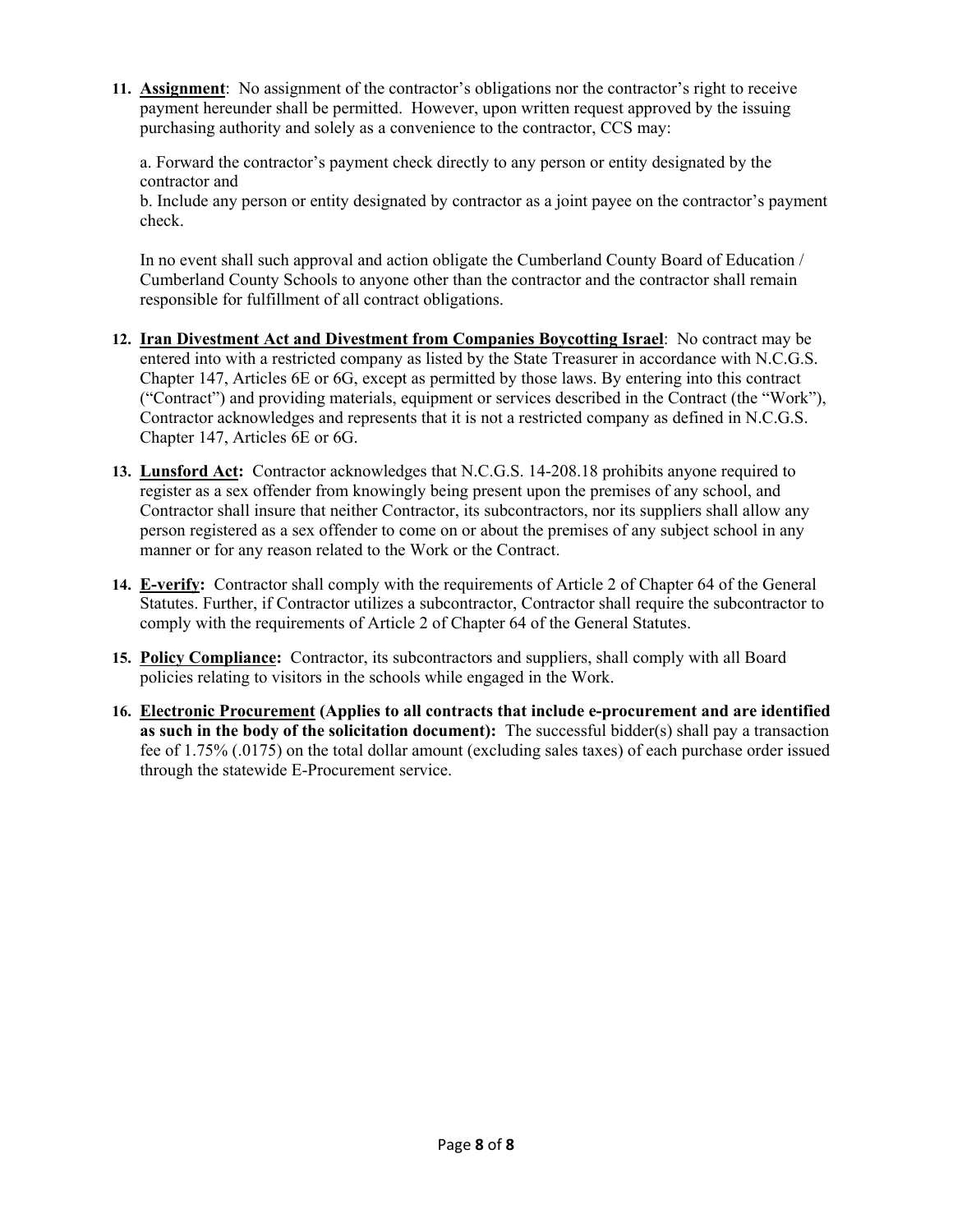11. **Assignment**: No assignment of the contractor's obligations nor the contractor's right to receive payment hereunder shall be permitted. However, upon written request approved by the issuing purchasing authority and solely as a convenience to the contractor, CCS may:

    a. Forward the contractor's payment check directly to any person or entity designated by the contractor and
    b. Include any person or entity designated by contractor as a joint payee on the contractor's payment check.

    In no event shall such approval and action obligate the Cumberland County Board of Education / Cumberland County Schools to anyone other than the contractor and the contractor shall remain responsible for fulfillment of all contract obligations.

12. **Iran Divestment Act and Divestment from Companies Boycotting Israel**: No contract may be entered into with a restricted company as listed by the State Treasurer in accordance with N.C.G.S. Chapter 147, Articles 6E or 6G, except as permitted by those laws. By entering into this contract ("Contract") and providing materials, equipment or services described in the Contract (the "Work"), Contractor acknowledges and represents that it is not a restricted company as defined in N.C.G.S. Chapter 147, Articles 6E or 6G.

13. **Lunsford Act:** Contractor acknowledges that N.C.G.S. 14-208.18 prohibits anyone required to register as a sex offender from knowingly being present upon the premises of any school, and Contractor shall insure that neither Contractor, its subcontractors, nor its suppliers shall allow any person registered as a sex offender to come on or about the premises of any subject school in any manner or for any reason related to the Work or the Contract.

14. **E-verify:** Contractor shall comply with the requirements of Article 2 of Chapter 64 of the General Statutes. Further, if Contractor utilizes a subcontractor, Contractor shall require the subcontractor to comply with the requirements of Article 2 of Chapter 64 of the General Statutes.

15. **Policy Compliance:** Contractor, its subcontractors and suppliers, shall comply with all Board policies relating to visitors in the schools while engaged in the Work.

16. **Electronic Procurement (Applies to all contracts that include e-procurement and are identified as such in the body of the solicitation document):** The successful bidder(s) shall pay a transaction fee of 1.75% (.0175) on the total dollar amount (excluding sales taxes) of each purchase order issued through the statewide E-Procurement service.